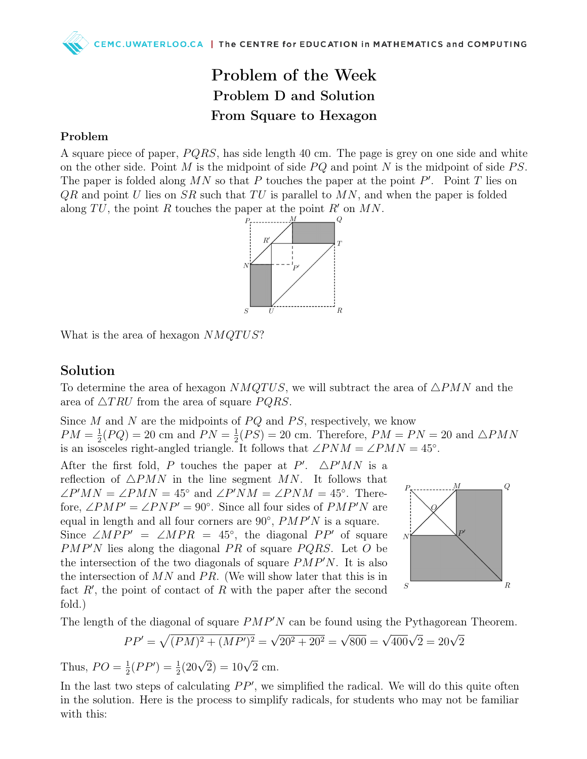# Problem of the Week

## Problem D and Solution

## From Square to Hexagon

### Problem

A square piece of paper, $PQRS$, has side length 40 cm. The page is grey on one side and white on the other side. Point $M$ is the midpoint of side $PQ$ and point $N$ is the midpoint of side $PS$. The paper is folded along $MN$ so that $P$ touches the paper at the point $P'$. Point $T$ lies on $QR$ and point $U$ lies on $SR$ such that $TU$ is parallel to $MN$, and when the paper is folded along $TU$, the point $R$ touches the paper at the point $R'$ on $MN$.

What is the area of hexagon $NMQTUS$?

## Solution

To determine the area of hexagon $NMQTUS$, we will subtract the area of $\triangle PMN$ and the area of $\triangle TRU$ from the area of square $PQRS$.

Since $M$ and $N$ are the midpoints of $PQ$ and $PS$, respectively, we know $PM = \frac{1}{2}(PQ) = 20$ cm and $PN = \frac{1}{2}(PS) = 20$ cm. Therefore, $PM = PN = 20$ and $\triangle PMN$ is an isosceles right-angled triangle. It follows that $\angle PNM = \angle PMN = 45^\circ$.

After the first fold, $P$ touches the paper at $P'$. $\triangle P'MN$ is a reflection of $\triangle PMN$ in the line segment $MN$. It follows that $\angle P'MN = \angle PMN = 45^\circ$ and $\angle P'NM = \angle PNM = 45^\circ$. Therefore, $\angle PMP' = \angle PNP' = 90^\circ$. Since all four sides of $PMP'N$ are equal in length and all four corners are $90^\circ$, $PMP'N$ is a square. Since $\angle MPP' = \angle MPR = 45^\circ$, the diagonal $PP'$ of square $PMP'N$ lies along the diagonal $PR$ of square $PQRS$. Let $O$ be the intersection of the two diagonals of square $PMP'N$. It is also the intersection of $MN$ and $PR$. (We will show later that this is in fact $R'$, the point of contact of $R$ with the paper after the second fold.)

The length of the diagonal of square $PMP'N$ can be found using the Pythagorean Theorem.

$$PP' = \sqrt{(PM)^2 + (MP')^2} = \sqrt{20^2 + 20^2} = \sqrt{800} = \sqrt{400}\sqrt{2} = 20\sqrt{2}$$

Thus, $PO = \frac{1}{2}(PP') = \frac{1}{2}(20\sqrt{2}) = 10\sqrt{2}$ cm.

In the last two steps of calculating $PP'$, we simplified the radical. We will do this quite often in the solution. Here is the process to simplify radicals, for students who may not be familiar with this: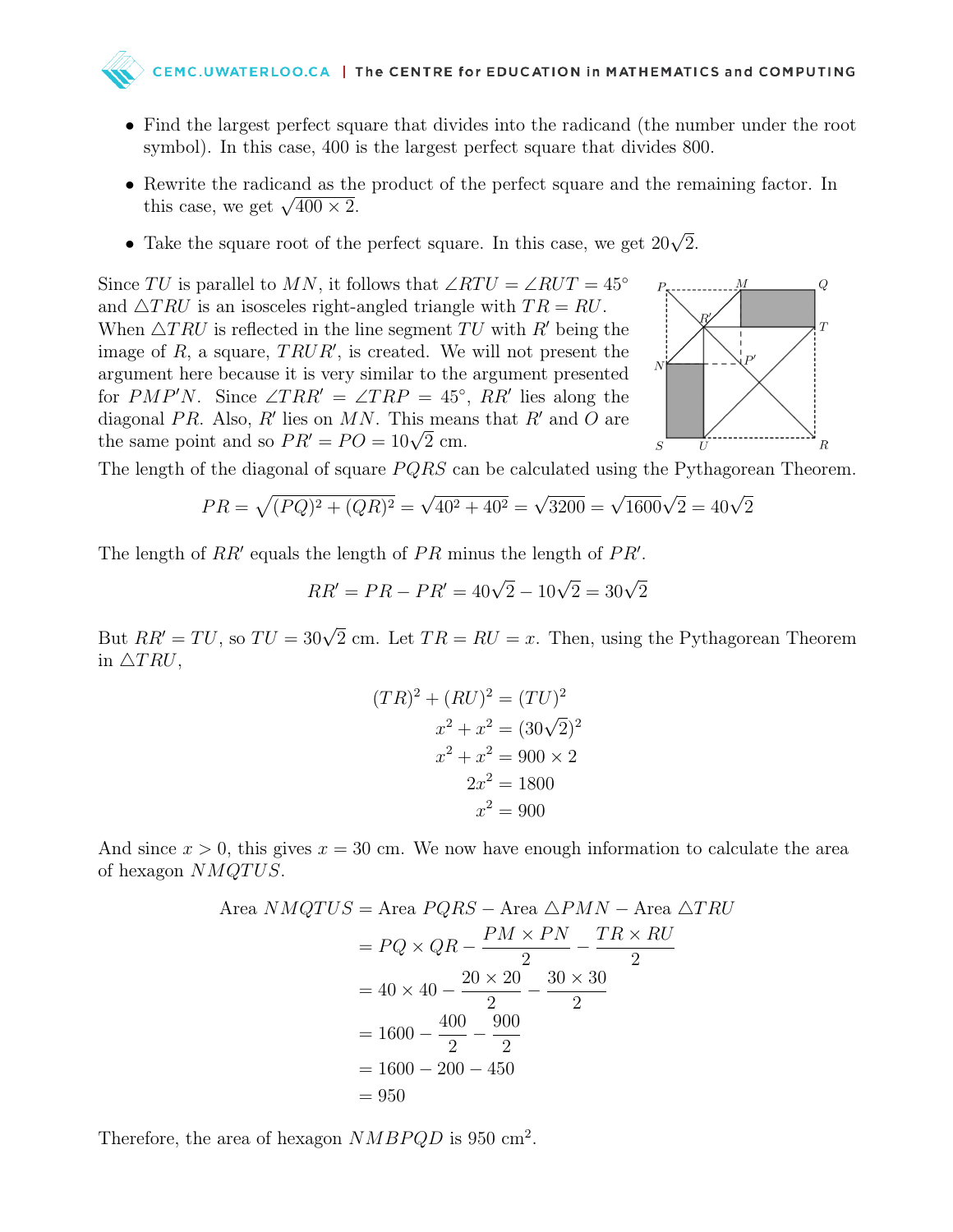- Find the largest perfect square that divides into the radicand (the number under the root symbol). In this case, 400 is the largest perfect square that divides 800.
- Rewrite the radicand as the product of the perfect square and the remaining factor. In this case, we get $\sqrt{400 \times 2}$.
- Take the square root of the perfect square. In this case, we get $20\sqrt{2}$.

Since $TU$ is parallel to $MN$, it follows that $\angle RTU = \angle RUT = 45^\circ$ and $\triangle TRU$ is an isosceles right-angled triangle with $TR = RU$. When $\triangle TRU$ is reflected in the line segment $TU$ with $R'$ being the image of $R$, a square, $TRUR'$, is created. We will not present the argument here because it is very similar to the argument presented for $PMP'N$. Since $\angle TRR' = \angle TRP = 45^\circ$, $RR'$ lies along the diagonal $PR$. Also, $R'$ lies on $MN$. This means that $R'$ and $O$ are the same point and so $PR' = PO = 10\sqrt{2}$ cm.

The length of the diagonal of square $PQRS$ can be calculated using the Pythagorean Theorem.

$$PR = \sqrt{(PQ)^2 + (QR)^2} = \sqrt{40^2 + 40^2} = \sqrt{3200} = \sqrt{1600}\sqrt{2} = 40\sqrt{2}$$

The length of $RR'$ equals the length of $PR$ minus the length of $PR'$.

$$RR' = PR - PR' = 40\sqrt{2} - 10\sqrt{2} = 30\sqrt{2}$$

But $RR' = TU$, so $TU = 30\sqrt{2}$ cm. Let $TR = RU = x$. Then, using the Pythagorean Theorem in $\triangle TRU$,

$$\begin{aligned}(TR)^2 + (RU)^2 &= (TU)^2 \\ x^2 + x^2 &= (30\sqrt{2})^2 \\ x^2 + x^2 &= 900 \times 2 \\ 2x^2 &= 1800 \\ x^2 &= 900\end{aligned}$$

And since $x > 0$, this gives $x = 30$ cm. We now have enough information to calculate the area of hexagon $NMQTUS$.

$$\begin{aligned}\text{Area } NMQTUS &= \text{Area } PQRS - \text{Area } \triangle PMN - \text{Area } \triangle TRU \\ &= PQ \times QR - \frac{PM \times PN}{2} - \frac{TR \times RU}{2} \\ &= 40 \times 40 - \frac{20 \times 20}{2} - \frac{30 \times 30}{2} \\ &= 1600 - \frac{400}{2} - \frac{900}{2} \\ &= 1600 - 200 - 450 \\ &= 950\end{aligned}$$

Therefore, the area of hexagon $NMBPQD$ is 950 cm$^2$.